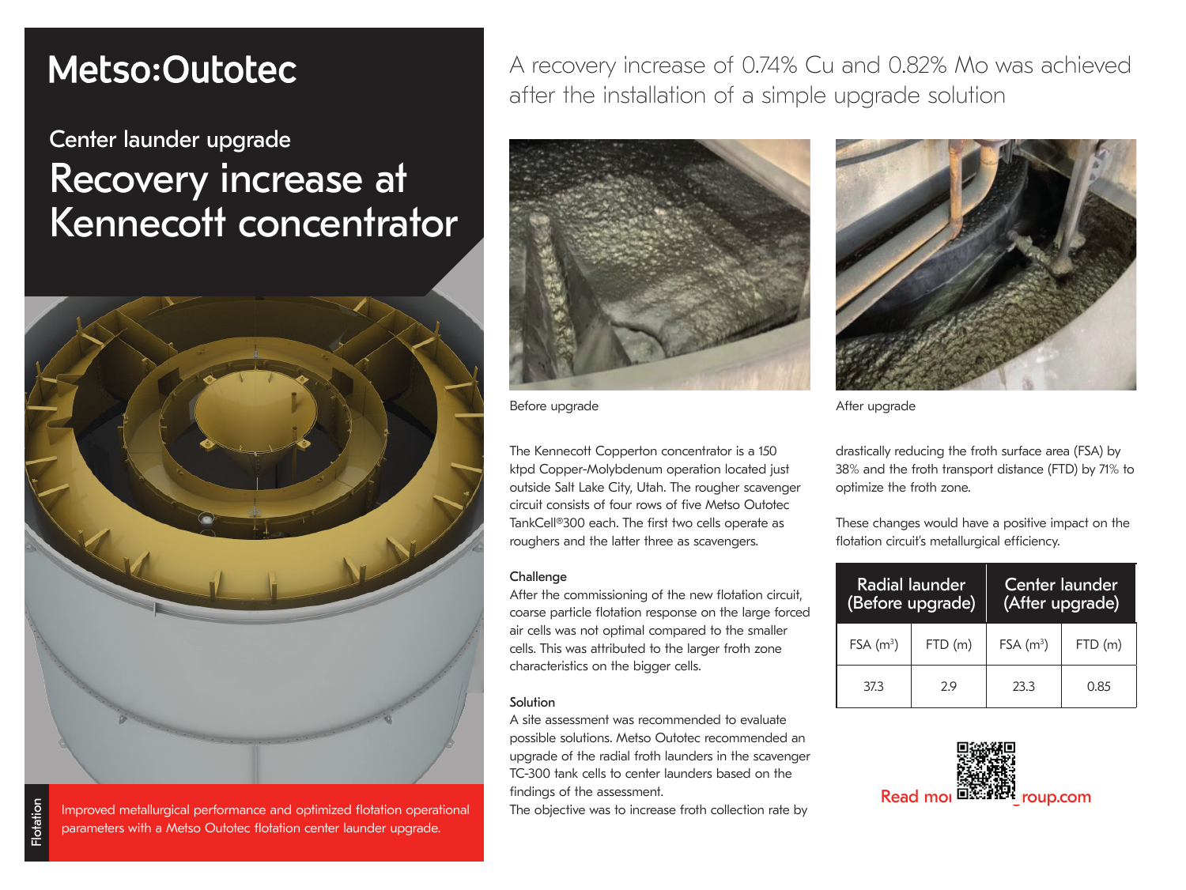Metso:Outotec

## Center launder upgrade

# Recovery increase at Kennecott concentrator

Improved metallurgical performance and optimized flotation operational parameters with a Metso Outotec flotation center launder upgrade.

Flotation

A recovery increase of 0.74% Cu and 0.82% Mo was achieved after the installation of a simple upgrade solution

Before upgrade

After upgrade

The Kennecott Copperton concentrator is a 150 ktpd Copper-Molybdenum operation located just outside Salt Lake City, Utah. The rougher scavenger circuit consists of four rows of five Metso Outotec TankCell®300 each. The first two cells operate as roughers and the latter three as scavengers.

### Challenge

After the commissioning of the new flotation circuit, coarse particle flotation response on the large forced air cells was not optimal compared to the smaller cells. This was attributed to the larger froth zone characteristics on the bigger cells.

### Solution

A site assessment was recommended to evaluate possible solutions. Metso Outotec recommended an upgrade of the radial froth launders in the scavenger TC-300 tank cells to center launders based on the findings of the assessment.
The objective was to increase froth collection rate by drastically reducing the froth surface area (FSA) by 38% and the froth transport distance (FTD) by 71% to optimize the froth zone.

These changes would have a positive impact on the flotation circuit's metallurgical efficiency.

| Radial launder (Before upgrade) | | Center launder (After upgrade) | |
|---|---|---|---|
| FSA ($m^3$) | FTD (m) | FSA ($m^3$) | FTD (m) |
| 37.3 | 2.9 | 23.3 | 0.85 |

Read mo[...]roup.com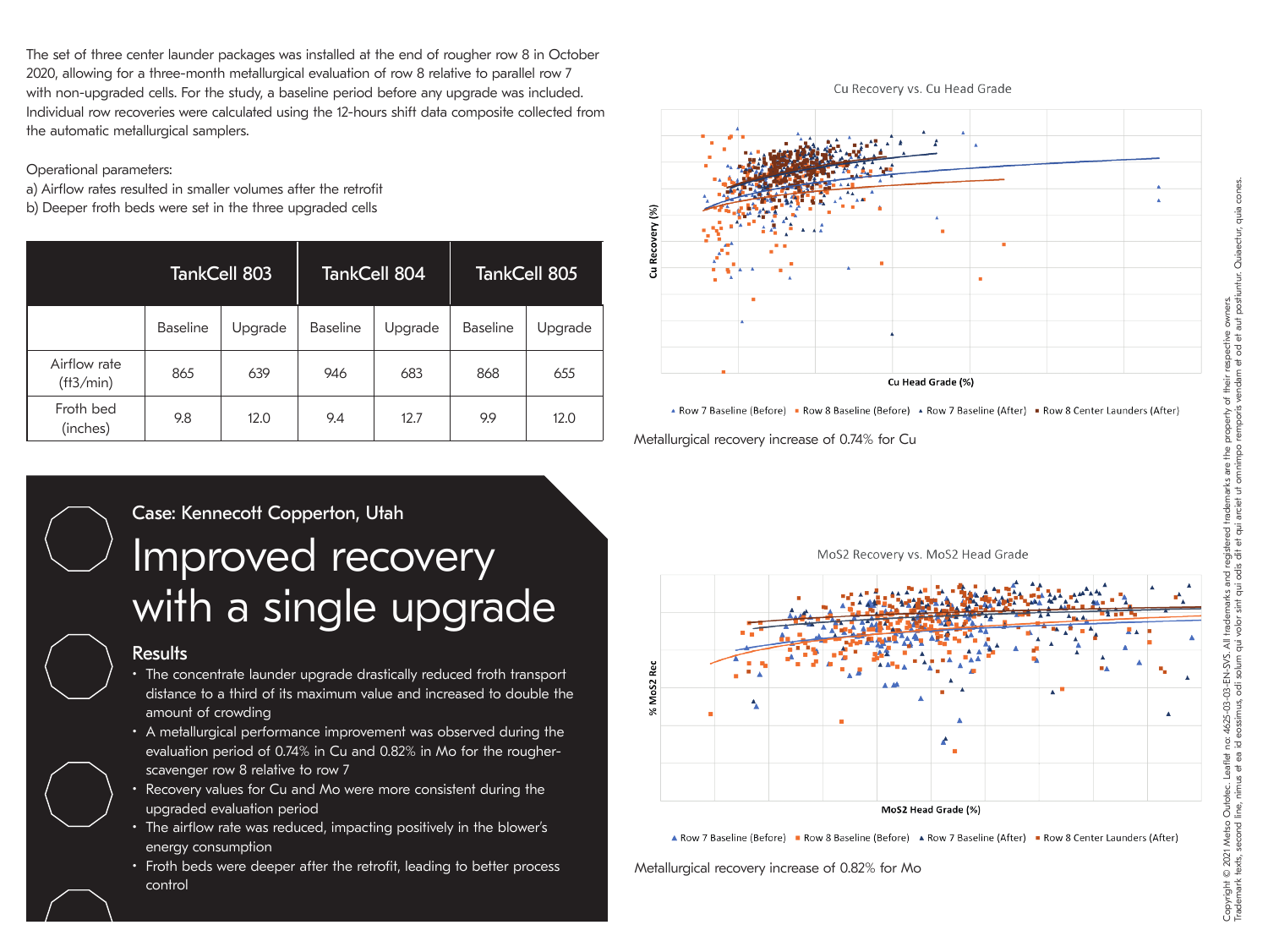The set of three center launder packages was installed at the end of rougher row 8 in October 2020, allowing for a three-month metallurgical evaluation of row 8 relative to parallel row 7 with non-upgraded cells. For the study, a baseline period before any upgrade was included. Individual row recoveries were calculated using the 12-hours shift data composite collected from the automatic metallurgical samplers.

Operational parameters:

a) Airflow rates resulted in smaller volumes after the retrofit

b) Deeper froth beds were set in the three upgraded cells

| | TankCell 803 | | TankCell 804 | | TankCell 805 | |
|---|---|---|---|---|---|---|
| | Baseline | Upgrade | Baseline | Upgrade | Baseline | Upgrade |
| Airflow rate (ft3/min) | 865 | 639 | 946 | 683 | 868 | 655 |
| Froth bed (inches) | 9.8 | 12.0 | 9.4 | 12.7 | 9.9 | 12.0 |

Cu Recovery vs. Cu Head Grade

Cu Recovery (%)

Cu Head Grade (%)

Row 7 Baseline (Before) · Row 8 Baseline (Before) · Row 7 Baseline (After) · Row 8 Center Launders (After)

Metallurgical recovery increase of 0.74% for Cu

## Case: Kennecott Copperton, Utah

# Improved recovery with a single upgrade

### Results

- The concentrate launder upgrade drastically reduced froth transport distance to a third of its maximum value and increased to double the amount of crowding
- A metallurgical performance improvement was observed during the evaluation period of 0.74% in Cu and 0.82% in Mo for the rougher-scavenger row 8 relative to row 7
- Recovery values for Cu and Mo were more consistent during the upgraded evaluation period
- The airflow rate was reduced, impacting positively in the blower's energy consumption
- Froth beds were deeper after the retrofit, leading to better process control

MoS2 Recovery vs. MoS2 Head Grade

% MoS2 Rec

MoS2 Head Grade (%)

Row 7 Baseline (Before) · Row 8 Baseline (Before) · Row 7 Baseline (After) · Row 8 Center Launders (After)

Metallurgical recovery increase of 0.82% for Mo

Copyright © 2021 Metso Outotec. Leaflet no: 4625-03-03-EN-SVS. All trademarks and registered trademarks are the property of their respective owners.
Trademark texts, second line, nimus et ea id eossimus, odi solum qui volor sint qui odis dit et qui arciet ut omnimpo remporis vendam et od et aut postuntur. Quiaectur, quia cones.